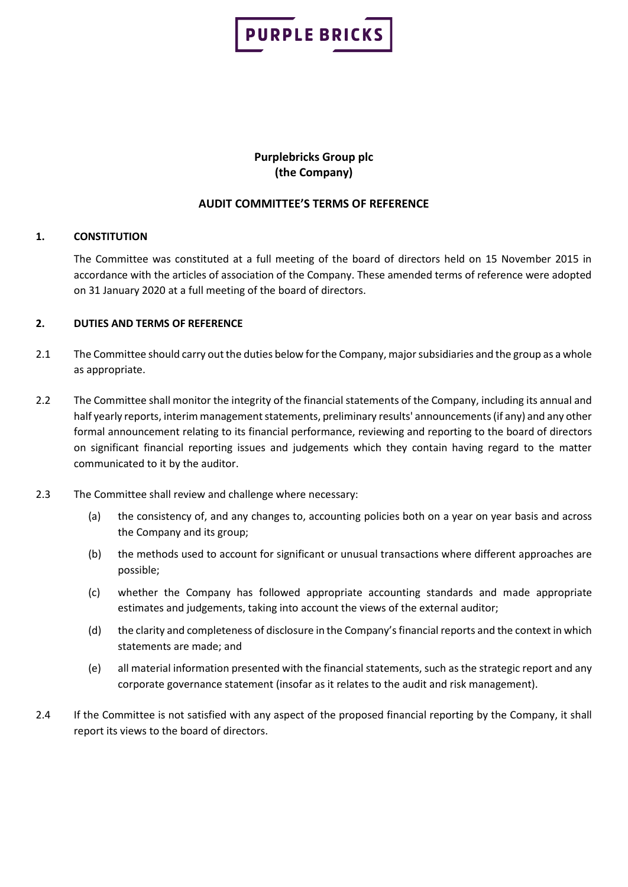**PURPLE BRICKS**

**Purplebricks Group plc**
**(the Company)**

**AUDIT COMMITTEE'S TERMS OF REFERENCE**

## 1. CONSTITUTION

The Committee was constituted at a full meeting of the board of directors held on 15 November 2015 in accordance with the articles of association of the Company. These amended terms of reference were adopted on 31 January 2020 at a full meeting of the board of directors.

## 2. DUTIES AND TERMS OF REFERENCE

2.1 The Committee should carry out the duties below for the Company, major subsidiaries and the group as a whole as appropriate.

2.2 The Committee shall monitor the integrity of the financial statements of the Company, including its annual and half yearly reports, interim management statements, preliminary results' announcements (if any) and any other formal announcement relating to its financial performance, reviewing and reporting to the board of directors on significant financial reporting issues and judgements which they contain having regard to the matter communicated to it by the auditor.

2.3 The Committee shall review and challenge where necessary:

(a) the consistency of, and any changes to, accounting policies both on a year on year basis and across the Company and its group;

(b) the methods used to account for significant or unusual transactions where different approaches are possible;

(c) whether the Company has followed appropriate accounting standards and made appropriate estimates and judgements, taking into account the views of the external auditor;

(d) the clarity and completeness of disclosure in the Company's financial reports and the context in which statements are made; and

(e) all material information presented with the financial statements, such as the strategic report and any corporate governance statement (insofar as it relates to the audit and risk management).

2.4 If the Committee is not satisfied with any aspect of the proposed financial reporting by the Company, it shall report its views to the board of directors.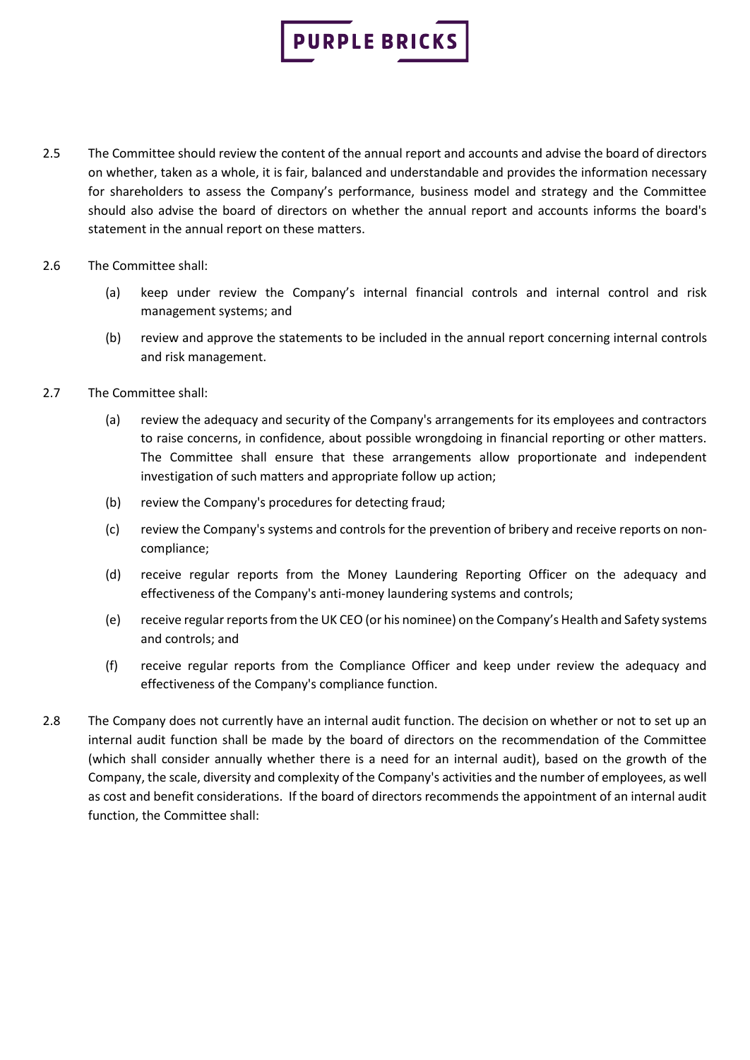2.5 The Committee should review the content of the annual report and accounts and advise the board of directors on whether, taken as a whole, it is fair, balanced and understandable and provides the information necessary for shareholders to assess the Company's performance, business model and strategy and the Committee should also advise the board of directors on whether the annual report and accounts informs the board's statement in the annual report on these matters.

2.6 The Committee shall:

(a) keep under review the Company's internal financial controls and internal control and risk management systems; and

(b) review and approve the statements to be included in the annual report concerning internal controls and risk management.

2.7 The Committee shall:

(a) review the adequacy and security of the Company's arrangements for its employees and contractors to raise concerns, in confidence, about possible wrongdoing in financial reporting or other matters. The Committee shall ensure that these arrangements allow proportionate and independent investigation of such matters and appropriate follow up action;

(b) review the Company's procedures for detecting fraud;

(c) review the Company's systems and controls for the prevention of bribery and receive reports on non-compliance;

(d) receive regular reports from the Money Laundering Reporting Officer on the adequacy and effectiveness of the Company's anti-money laundering systems and controls;

(e) receive regular reports from the UK CEO (or his nominee) on the Company's Health and Safety systems and controls; and

(f) receive regular reports from the Compliance Officer and keep under review the adequacy and effectiveness of the Company's compliance function.

2.8 The Company does not currently have an internal audit function. The decision on whether or not to set up an internal audit function shall be made by the board of directors on the recommendation of the Committee (which shall consider annually whether there is a need for an internal audit), based on the growth of the Company, the scale, diversity and complexity of the Company's activities and the number of employees, as well as cost and benefit considerations. If the board of directors recommends the appointment of an internal audit function, the Committee shall: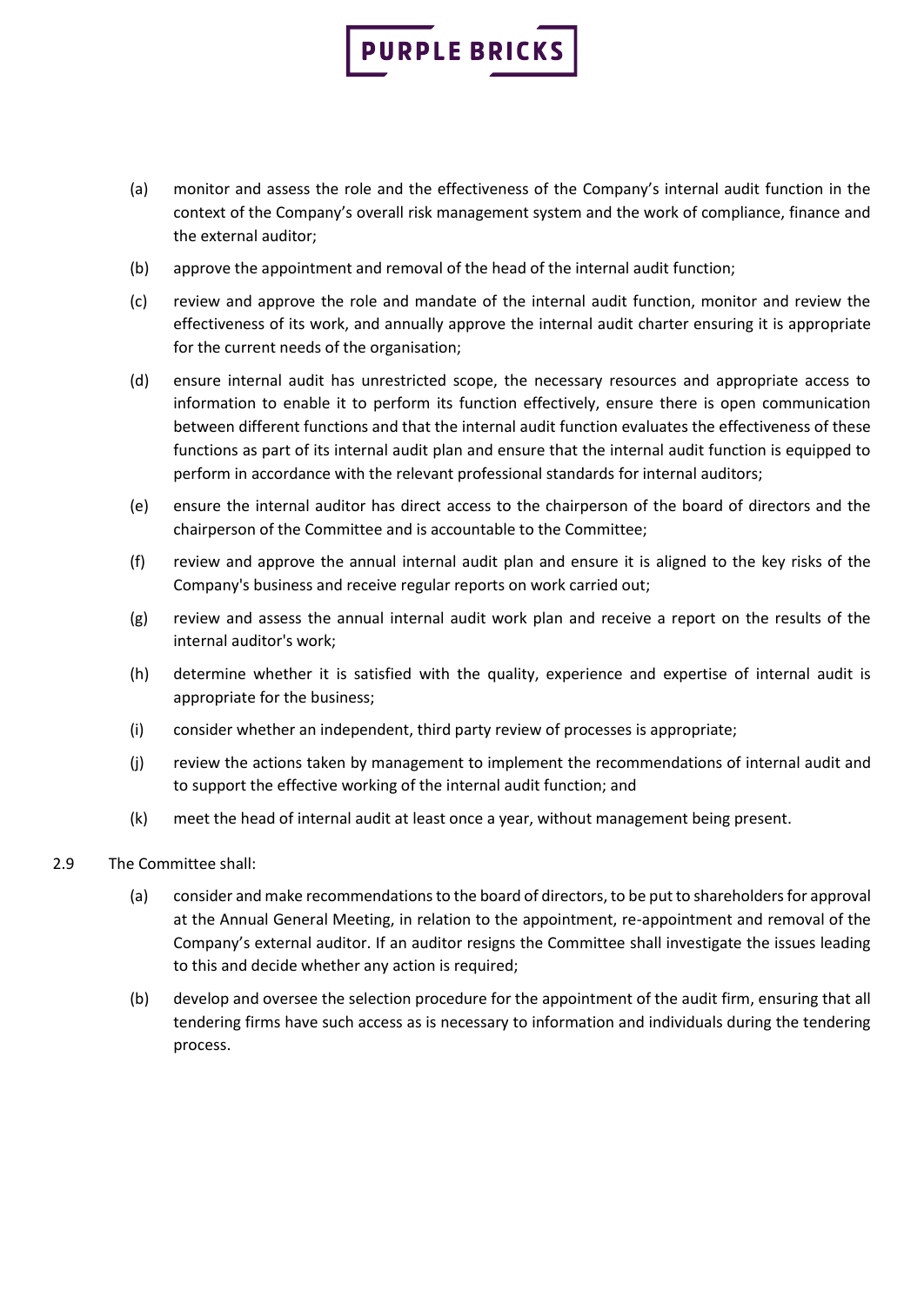(a) monitor and assess the role and the effectiveness of the Company's internal audit function in the context of the Company's overall risk management system and the work of compliance, finance and the external auditor;

(b) approve the appointment and removal of the head of the internal audit function;

(c) review and approve the role and mandate of the internal audit function, monitor and review the effectiveness of its work, and annually approve the internal audit charter ensuring it is appropriate for the current needs of the organisation;

(d) ensure internal audit has unrestricted scope, the necessary resources and appropriate access to information to enable it to perform its function effectively, ensure there is open communication between different functions and that the internal audit function evaluates the effectiveness of these functions as part of its internal audit plan and ensure that the internal audit function is equipped to perform in accordance with the relevant professional standards for internal auditors;

(e) ensure the internal auditor has direct access to the chairperson of the board of directors and the chairperson of the Committee and is accountable to the Committee;

(f) review and approve the annual internal audit plan and ensure it is aligned to the key risks of the Company's business and receive regular reports on work carried out;

(g) review and assess the annual internal audit work plan and receive a report on the results of the internal auditor's work;

(h) determine whether it is satisfied with the quality, experience and expertise of internal audit is appropriate for the business;

(i) consider whether an independent, third party review of processes is appropriate;

(j) review the actions taken by management to implement the recommendations of internal audit and to support the effective working of the internal audit function; and

(k) meet the head of internal audit at least once a year, without management being present.

2.9 The Committee shall:

(a) consider and make recommendations to the board of directors, to be put to shareholders for approval at the Annual General Meeting, in relation to the appointment, re-appointment and removal of the Company's external auditor. If an auditor resigns the Committee shall investigate the issues leading to this and decide whether any action is required;

(b) develop and oversee the selection procedure for the appointment of the audit firm, ensuring that all tendering firms have such access as is necessary to information and individuals during the tendering process.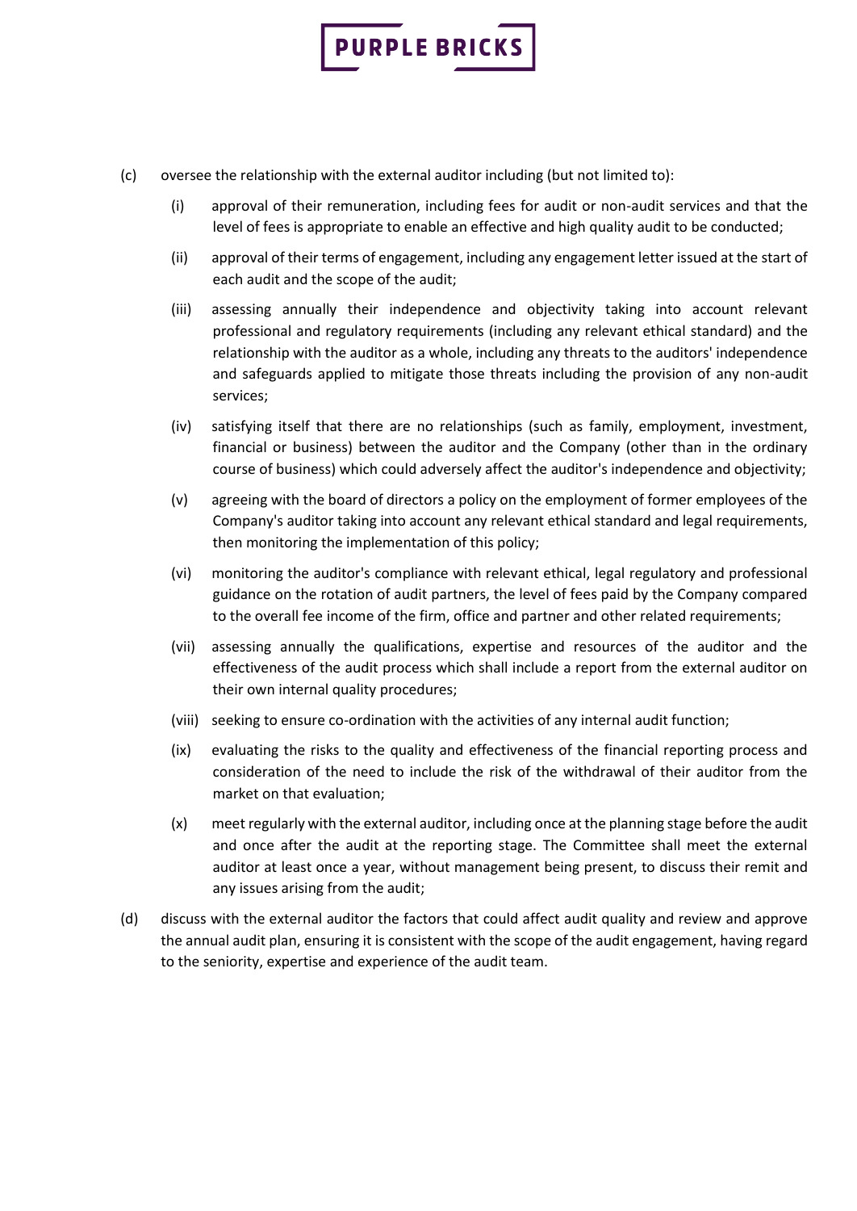(c) oversee the relationship with the external auditor including (but not limited to):

   (i) approval of their remuneration, including fees for audit or non-audit services and that the level of fees is appropriate to enable an effective and high quality audit to be conducted;

   (ii) approval of their terms of engagement, including any engagement letter issued at the start of each audit and the scope of the audit;

   (iii) assessing annually their independence and objectivity taking into account relevant professional and regulatory requirements (including any relevant ethical standard) and the relationship with the auditor as a whole, including any threats to the auditors' independence and safeguards applied to mitigate those threats including the provision of any non-audit services;

   (iv) satisfying itself that there are no relationships (such as family, employment, investment, financial or business) between the auditor and the Company (other than in the ordinary course of business) which could adversely affect the auditor's independence and objectivity;

   (v) agreeing with the board of directors a policy on the employment of former employees of the Company's auditor taking into account any relevant ethical standard and legal requirements, then monitoring the implementation of this policy;

   (vi) monitoring the auditor's compliance with relevant ethical, legal regulatory and professional guidance on the rotation of audit partners, the level of fees paid by the Company compared to the overall fee income of the firm, office and partner and other related requirements;

   (vii) assessing annually the qualifications, expertise and resources of the auditor and the effectiveness of the audit process which shall include a report from the external auditor on their own internal quality procedures;

   (viii) seeking to ensure co-ordination with the activities of any internal audit function;

   (ix) evaluating the risks to the quality and effectiveness of the financial reporting process and consideration of the need to include the risk of the withdrawal of their auditor from the market on that evaluation;

   (x) meet regularly with the external auditor, including once at the planning stage before the audit and once after the audit at the reporting stage. The Committee shall meet the external auditor at least once a year, without management being present, to discuss their remit and any issues arising from the audit;

(d) discuss with the external auditor the factors that could affect audit quality and review and approve the annual audit plan, ensuring it is consistent with the scope of the audit engagement, having regard to the seniority, expertise and experience of the audit team.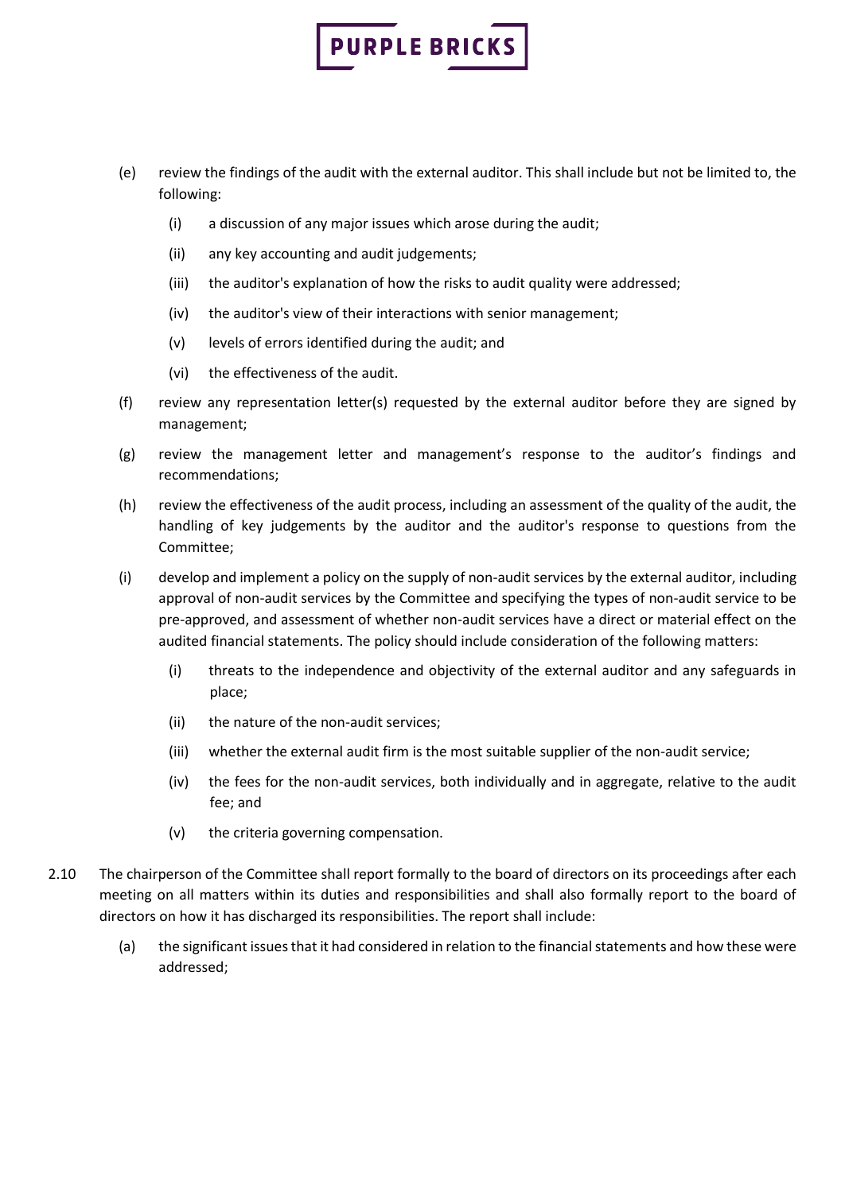(e) review the findings of the audit with the external auditor. This shall include but not be limited to, the following:

   (i) a discussion of any major issues which arose during the audit;

   (ii) any key accounting and audit judgements;

   (iii) the auditor's explanation of how the risks to audit quality were addressed;

   (iv) the auditor's view of their interactions with senior management;

   (v) levels of errors identified during the audit; and

   (vi) the effectiveness of the audit.

(f) review any representation letter(s) requested by the external auditor before they are signed by management;

(g) review the management letter and management's response to the auditor's findings and recommendations;

(h) review the effectiveness of the audit process, including an assessment of the quality of the audit, the handling of key judgements by the auditor and the auditor's response to questions from the Committee;

(i) develop and implement a policy on the supply of non-audit services by the external auditor, including approval of non-audit services by the Committee and specifying the types of non-audit service to be pre-approved, and assessment of whether non-audit services have a direct or material effect on the audited financial statements. The policy should include consideration of the following matters:

   (i) threats to the independence and objectivity of the external auditor and any safeguards in place;

   (ii) the nature of the non-audit services;

   (iii) whether the external audit firm is the most suitable supplier of the non-audit service;

   (iv) the fees for the non-audit services, both individually and in aggregate, relative to the audit fee; and

   (v) the criteria governing compensation.

2.10 The chairperson of the Committee shall report formally to the board of directors on its proceedings after each meeting on all matters within its duties and responsibilities and shall also formally report to the board of directors on how it has discharged its responsibilities. The report shall include:

   (a) the significant issues that it had considered in relation to the financial statements and how these were addressed;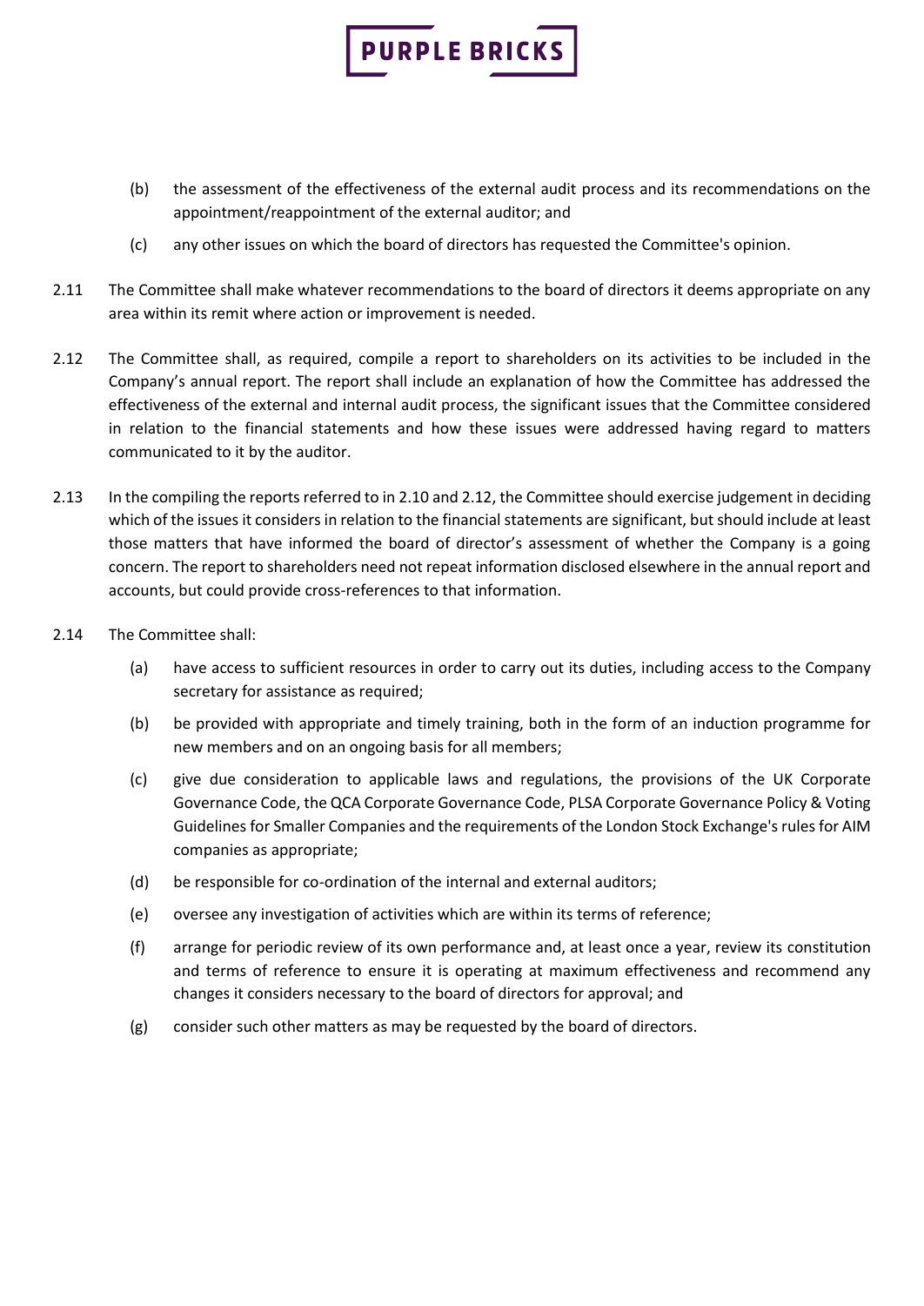(b) the assessment of the effectiveness of the external audit process and its recommendations on the appointment/reappointment of the external auditor; and

(c) any other issues on which the board of directors has requested the Committee's opinion.

2.11 The Committee shall make whatever recommendations to the board of directors it deems appropriate on any area within its remit where action or improvement is needed.

2.12 The Committee shall, as required, compile a report to shareholders on its activities to be included in the Company's annual report. The report shall include an explanation of how the Committee has addressed the effectiveness of the external and internal audit process, the significant issues that the Committee considered in relation to the financial statements and how these issues were addressed having regard to matters communicated to it by the auditor.

2.13 In the compiling the reports referred to in 2.10 and 2.12, the Committee should exercise judgement in deciding which of the issues it considers in relation to the financial statements are significant, but should include at least those matters that have informed the board of director's assessment of whether the Company is a going concern. The report to shareholders need not repeat information disclosed elsewhere in the annual report and accounts, but could provide cross-references to that information.

2.14 The Committee shall:

(a) have access to sufficient resources in order to carry out its duties, including access to the Company secretary for assistance as required;

(b) be provided with appropriate and timely training, both in the form of an induction programme for new members and on an ongoing basis for all members;

(c) give due consideration to applicable laws and regulations, the provisions of the UK Corporate Governance Code, the QCA Corporate Governance Code, PLSA Corporate Governance Policy & Voting Guidelines for Smaller Companies and the requirements of the London Stock Exchange's rules for AIM companies as appropriate;

(d) be responsible for co-ordination of the internal and external auditors;

(e) oversee any investigation of activities which are within its terms of reference;

(f) arrange for periodic review of its own performance and, at least once a year, review its constitution and terms of reference to ensure it is operating at maximum effectiveness and recommend any changes it considers necessary to the board of directors for approval; and

(g) consider such other matters as may be requested by the board of directors.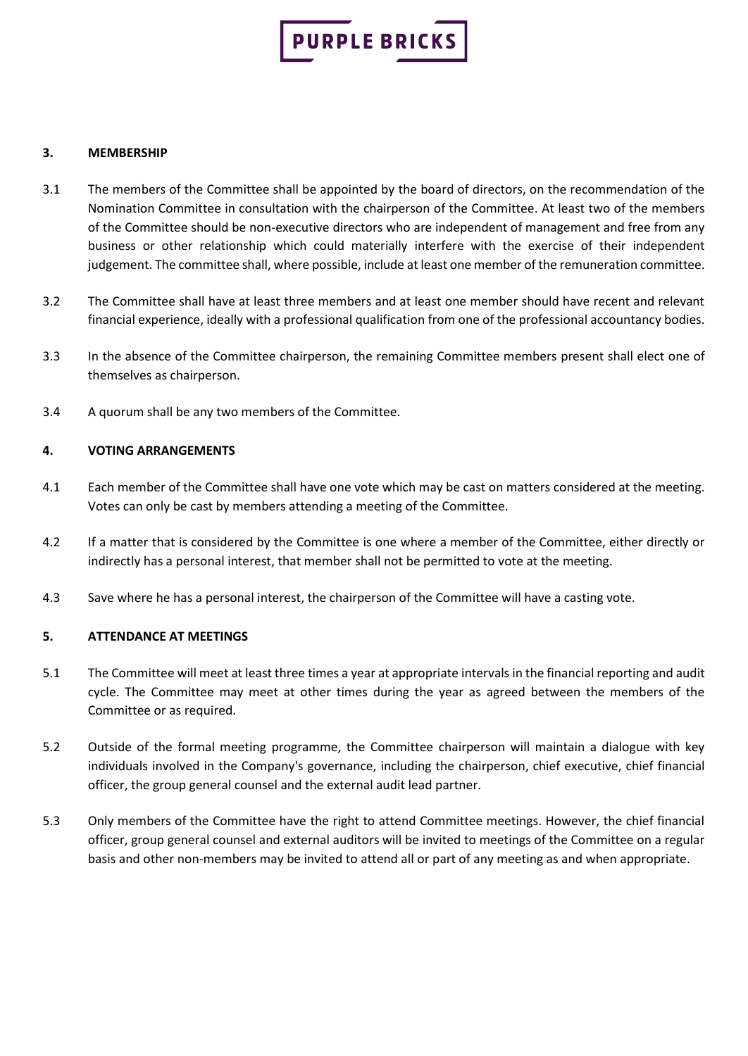## 3. MEMBERSHIP

3.1 The members of the Committee shall be appointed by the board of directors, on the recommendation of the Nomination Committee in consultation with the chairperson of the Committee. At least two of the members of the Committee should be non-executive directors who are independent of management and free from any business or other relationship which could materially interfere with the exercise of their independent judgement. The committee shall, where possible, include at least one member of the remuneration committee.

3.2 The Committee shall have at least three members and at least one member should have recent and relevant financial experience, ideally with a professional qualification from one of the professional accountancy bodies.

3.3 In the absence of the Committee chairperson, the remaining Committee members present shall elect one of themselves as chairperson.

3.4 A quorum shall be any two members of the Committee.

## 4. VOTING ARRANGEMENTS

4.1 Each member of the Committee shall have one vote which may be cast on matters considered at the meeting. Votes can only be cast by members attending a meeting of the Committee.

4.2 If a matter that is considered by the Committee is one where a member of the Committee, either directly or indirectly has a personal interest, that member shall not be permitted to vote at the meeting.

4.3 Save where he has a personal interest, the chairperson of the Committee will have a casting vote.

## 5. ATTENDANCE AT MEETINGS

5.1 The Committee will meet at least three times a year at appropriate intervals in the financial reporting and audit cycle. The Committee may meet at other times during the year as agreed between the members of the Committee or as required.

5.2 Outside of the formal meeting programme, the Committee chairperson will maintain a dialogue with key individuals involved in the Company's governance, including the chairperson, chief executive, chief financial officer, the group general counsel and the external audit lead partner.

5.3 Only members of the Committee have the right to attend Committee meetings. However, the chief financial officer, group general counsel and external auditors will be invited to meetings of the Committee on a regular basis and other non-members may be invited to attend all or part of any meeting as and when appropriate.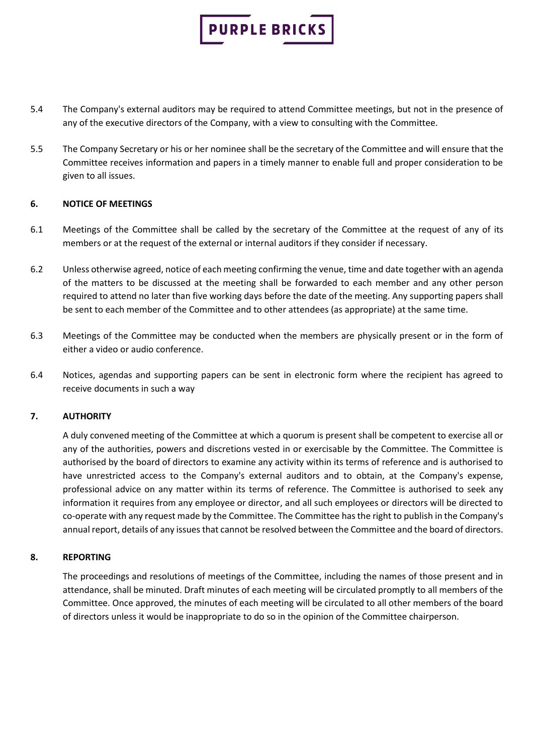5.4 The Company's external auditors may be required to attend Committee meetings, but not in the presence of any of the executive directors of the Company, with a view to consulting with the Committee.

5.5 The Company Secretary or his or her nominee shall be the secretary of the Committee and will ensure that the Committee receives information and papers in a timely manner to enable full and proper consideration to be given to all issues.

## 6. NOTICE OF MEETINGS

6.1 Meetings of the Committee shall be called by the secretary of the Committee at the request of any of its members or at the request of the external or internal auditors if they consider if necessary.

6.2 Unless otherwise agreed, notice of each meeting confirming the venue, time and date together with an agenda of the matters to be discussed at the meeting shall be forwarded to each member and any other person required to attend no later than five working days before the date of the meeting. Any supporting papers shall be sent to each member of the Committee and to other attendees (as appropriate) at the same time.

6.3 Meetings of the Committee may be conducted when the members are physically present or in the form of either a video or audio conference.

6.4 Notices, agendas and supporting papers can be sent in electronic form where the recipient has agreed to receive documents in such a way

## 7. AUTHORITY

A duly convened meeting of the Committee at which a quorum is present shall be competent to exercise all or any of the authorities, powers and discretions vested in or exercisable by the Committee. The Committee is authorised by the board of directors to examine any activity within its terms of reference and is authorised to have unrestricted access to the Company's external auditors and to obtain, at the Company's expense, professional advice on any matter within its terms of reference. The Committee is authorised to seek any information it requires from any employee or director, and all such employees or directors will be directed to co-operate with any request made by the Committee. The Committee has the right to publish in the Company's annual report, details of any issues that cannot be resolved between the Committee and the board of directors.

## 8. REPORTING

The proceedings and resolutions of meetings of the Committee, including the names of those present and in attendance, shall be minuted. Draft minutes of each meeting will be circulated promptly to all members of the Committee. Once approved, the minutes of each meeting will be circulated to all other members of the board of directors unless it would be inappropriate to do so in the opinion of the Committee chairperson.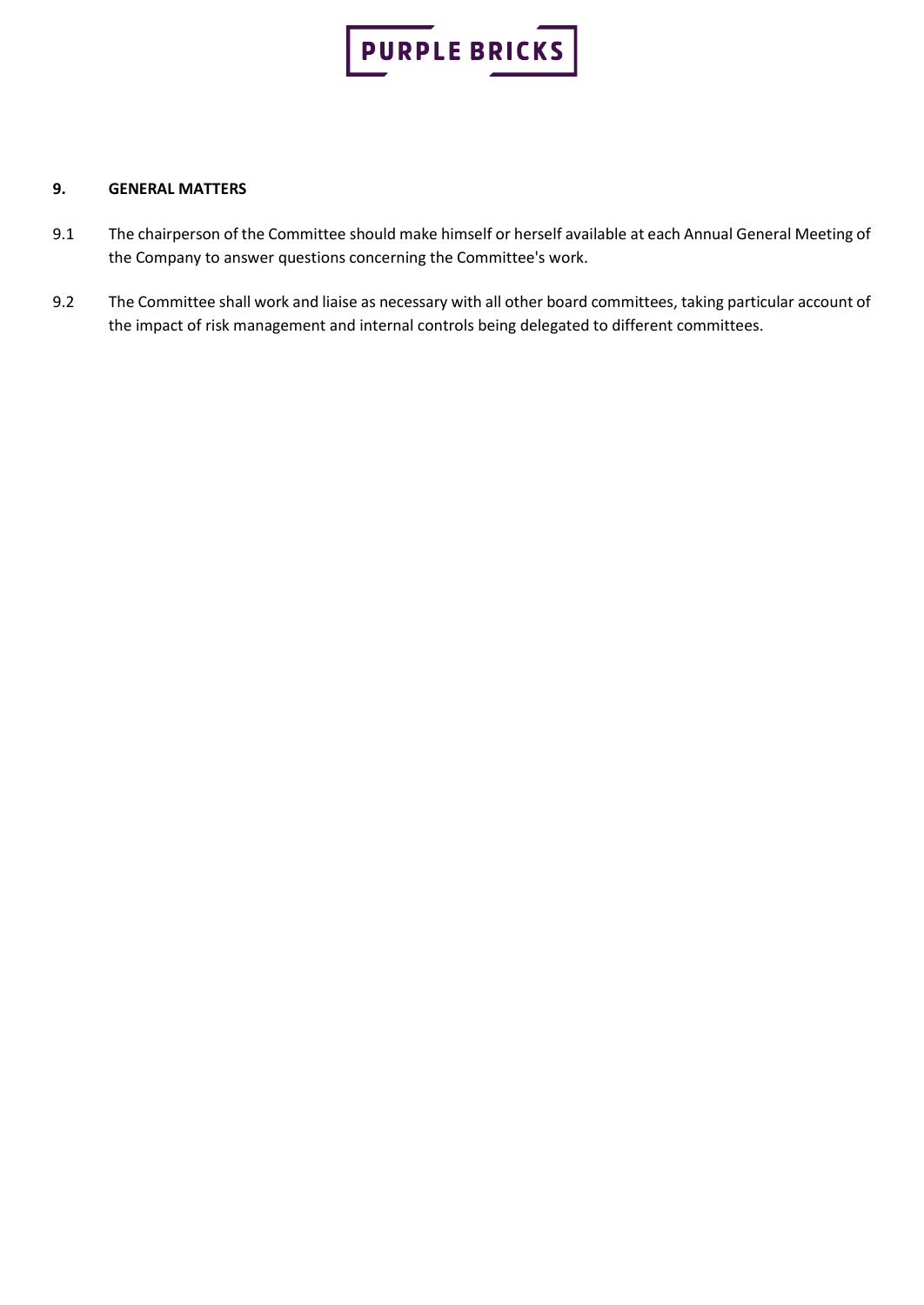## 9. GENERAL MATTERS

9.1 The chairperson of the Committee should make himself or herself available at each Annual General Meeting of the Company to answer questions concerning the Committee's work.

9.2 The Committee shall work and liaise as necessary with all other board committees, taking particular account of the impact of risk management and internal controls being delegated to different committees.